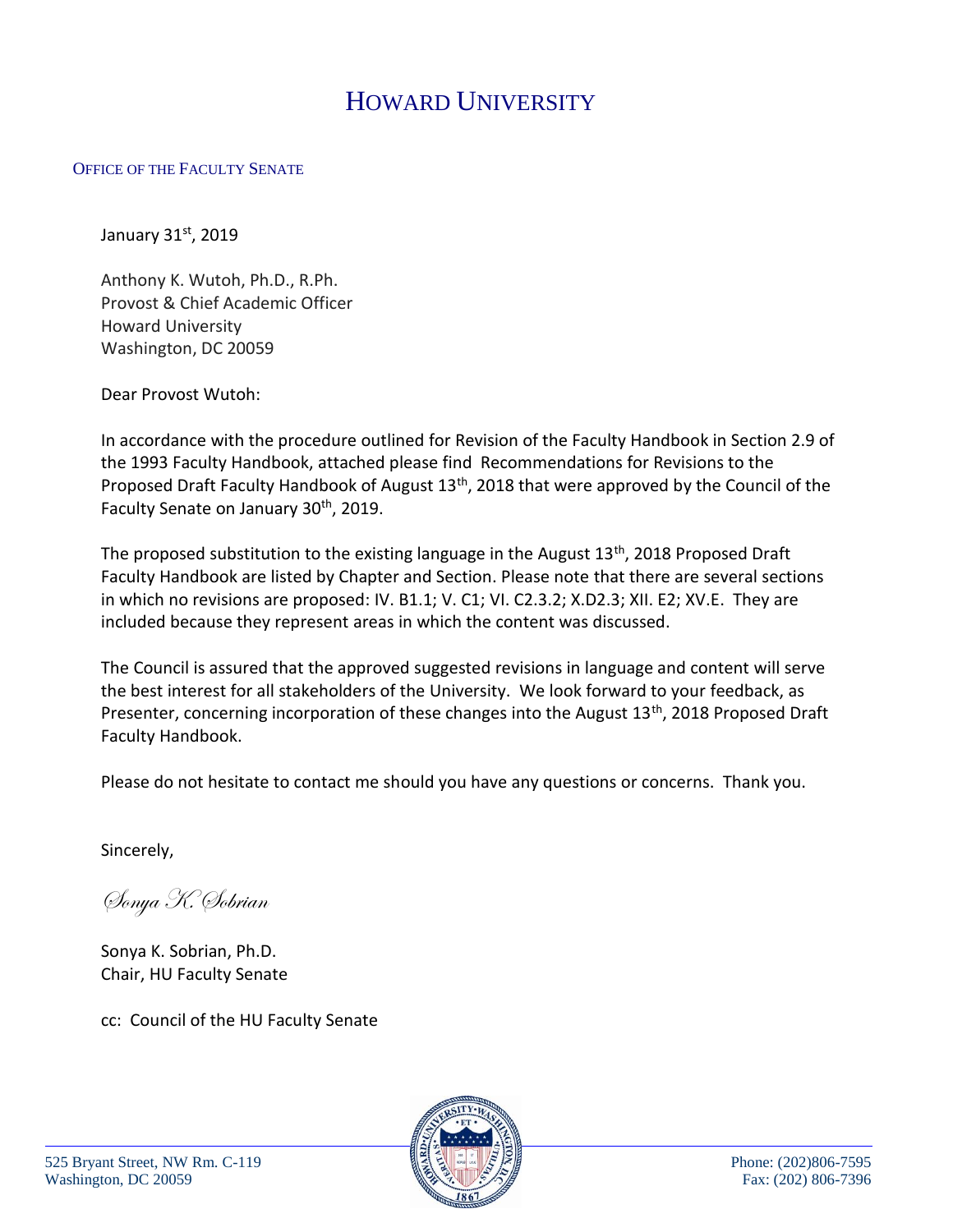# HOWARD UNIVERSITY

OFFICE OF THE FACULTY SENATE

January 31st, 2019

Anthony K. Wutoh, Ph.D., R.Ph.
Provost & Chief Academic Officer
Howard University
Washington, DC 20059

Dear Provost Wutoh:

In accordance with the procedure outlined for Revision of the Faculty Handbook in Section 2.9 of the 1993 Faculty Handbook, attached please find Recommendations for Revisions to the Proposed Draft Faculty Handbook of August 13th, 2018 that were approved by the Council of the Faculty Senate on January 30th, 2019.

The proposed substitution to the existing language in the August 13th, 2018 Proposed Draft Faculty Handbook are listed by Chapter and Section. Please note that there are several sections in which no revisions are proposed: IV. B1.1; V. C1; VI. C2.3.2; X.D2.3; XII. E2; XV.E. They are included because they represent areas in which the content was discussed.

The Council is assured that the approved suggested revisions in language and content will serve the best interest for all stakeholders of the University. We look forward to your feedback, as Presenter, concerning incorporation of these changes into the August 13th, 2018 Proposed Draft Faculty Handbook.

Please do not hesitate to contact me should you have any questions or concerns. Thank you.

Sincerely,

*Sonya K. Sobrian*

Sonya K. Sobrian, Ph.D.
Chair, HU Faculty Senate

cc: Council of the HU Faculty Senate

525 Bryant Street, NW Rm. C-119
Washington, DC 20059

Phone: (202)806-7595
Fax: (202) 806-7396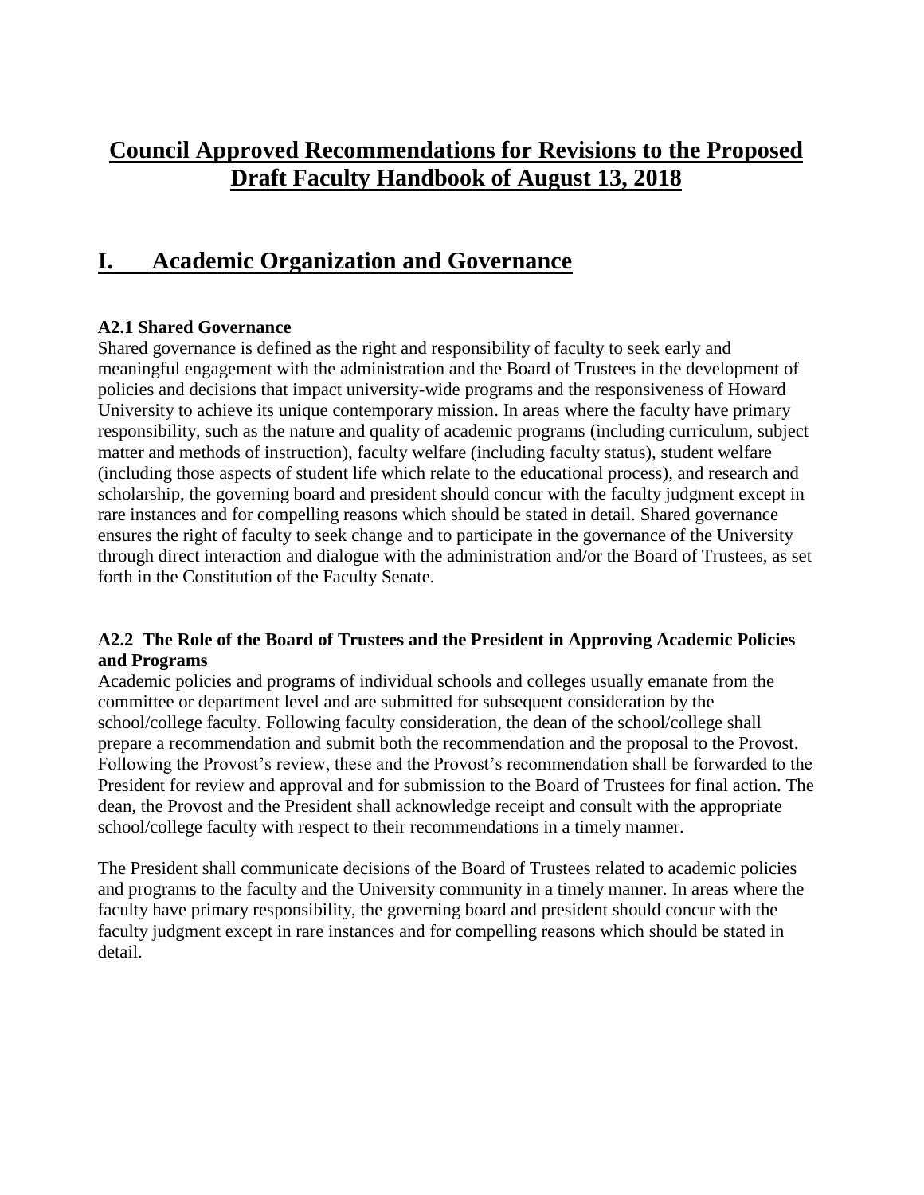# Council Approved Recommendations for Revisions to the Proposed Draft Faculty Handbook of August 13, 2018

## I. Academic Organization and Governance

### A2.1 Shared Governance

Shared governance is defined as the right and responsibility of faculty to seek early and meaningful engagement with the administration and the Board of Trustees in the development of policies and decisions that impact university-wide programs and the responsiveness of Howard University to achieve its unique contemporary mission. In areas where the faculty have primary responsibility, such as the nature and quality of academic programs (including curriculum, subject matter and methods of instruction), faculty welfare (including faculty status), student welfare (including those aspects of student life which relate to the educational process), and research and scholarship, the governing board and president should concur with the faculty judgment except in rare instances and for compelling reasons which should be stated in detail. Shared governance ensures the right of faculty to seek change and to participate in the governance of the University through direct interaction and dialogue with the administration and/or the Board of Trustees, as set forth in the Constitution of the Faculty Senate.

### A2.2 The Role of the Board of Trustees and the President in Approving Academic Policies and Programs

Academic policies and programs of individual schools and colleges usually emanate from the committee or department level and are submitted for subsequent consideration by the school/college faculty. Following faculty consideration, the dean of the school/college shall prepare a recommendation and submit both the recommendation and the proposal to the Provost. Following the Provost's review, these and the Provost's recommendation shall be forwarded to the President for review and approval and for submission to the Board of Trustees for final action. The dean, the Provost and the President shall acknowledge receipt and consult with the appropriate school/college faculty with respect to their recommendations in a timely manner.

The President shall communicate decisions of the Board of Trustees related to academic policies and programs to the faculty and the University community in a timely manner. In areas where the faculty have primary responsibility, the governing board and president should concur with the faculty judgment except in rare instances and for compelling reasons which should be stated in detail.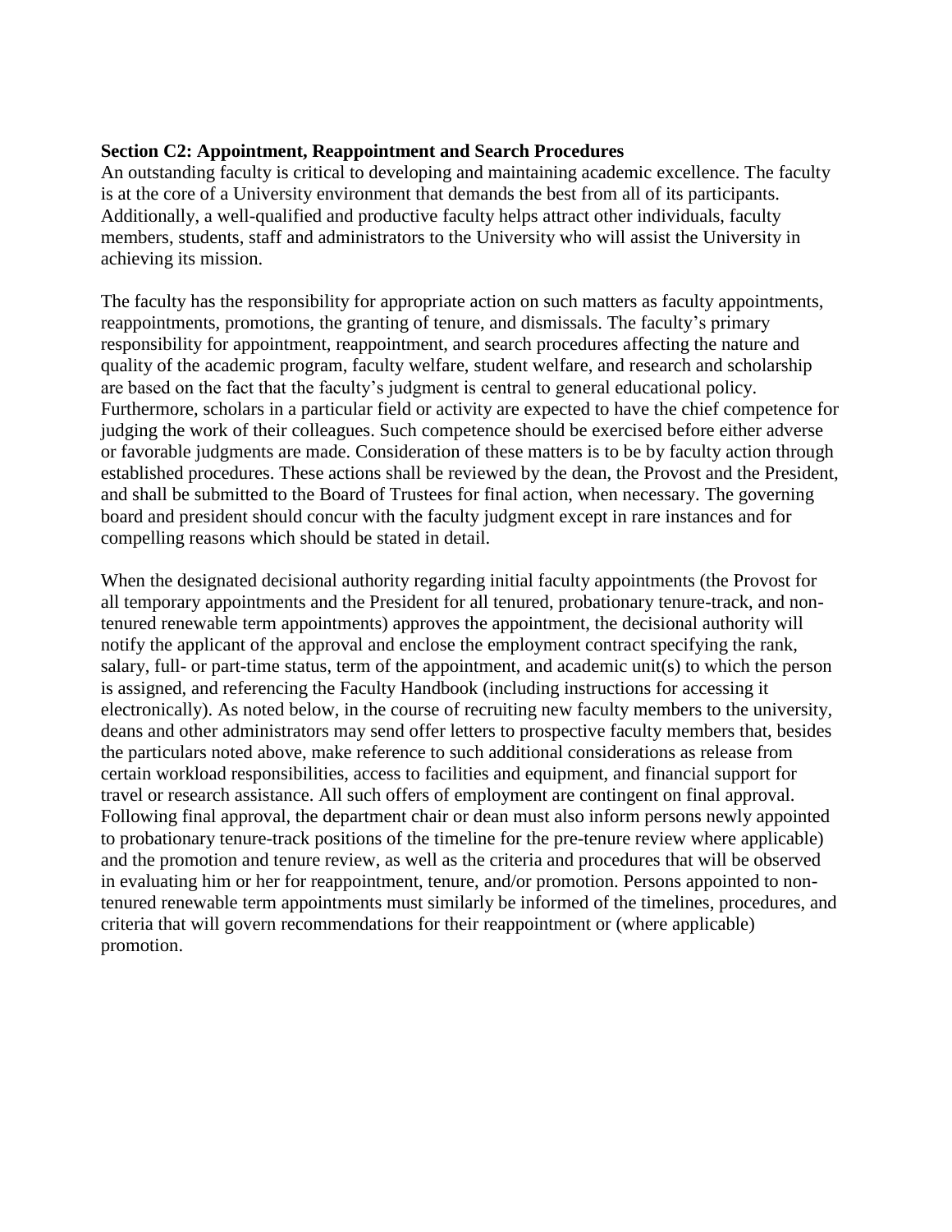**Section C2: Appointment, Reappointment and Search Procedures**

An outstanding faculty is critical to developing and maintaining academic excellence. The faculty is at the core of a University environment that demands the best from all of its participants. Additionally, a well-qualified and productive faculty helps attract other individuals, faculty members, students, staff and administrators to the University who will assist the University in achieving its mission.

The faculty has the responsibility for appropriate action on such matters as faculty appointments, reappointments, promotions, the granting of tenure, and dismissals. The faculty's primary responsibility for appointment, reappointment, and search procedures affecting the nature and quality of the academic program, faculty welfare, student welfare, and research and scholarship are based on the fact that the faculty's judgment is central to general educational policy. Furthermore, scholars in a particular field or activity are expected to have the chief competence for judging the work of their colleagues. Such competence should be exercised before either adverse or favorable judgments are made. Consideration of these matters is to be by faculty action through established procedures. These actions shall be reviewed by the dean, the Provost and the President, and shall be submitted to the Board of Trustees for final action, when necessary. The governing board and president should concur with the faculty judgment except in rare instances and for compelling reasons which should be stated in detail.

When the designated decisional authority regarding initial faculty appointments (the Provost for all temporary appointments and the President for all tenured, probationary tenure-track, and non-tenured renewable term appointments) approves the appointment, the decisional authority will notify the applicant of the approval and enclose the employment contract specifying the rank, salary, full- or part-time status, term of the appointment, and academic unit(s) to which the person is assigned, and referencing the Faculty Handbook (including instructions for accessing it electronically). As noted below, in the course of recruiting new faculty members to the university, deans and other administrators may send offer letters to prospective faculty members that, besides the particulars noted above, make reference to such additional considerations as release from certain workload responsibilities, access to facilities and equipment, and financial support for travel or research assistance. All such offers of employment are contingent on final approval. Following final approval, the department chair or dean must also inform persons newly appointed to probationary tenure-track positions of the timeline for the pre-tenure review where applicable) and the promotion and tenure review, as well as the criteria and procedures that will be observed in evaluating him or her for reappointment, tenure, and/or promotion. Persons appointed to non-tenured renewable term appointments must similarly be informed of the timelines, procedures, and criteria that will govern recommendations for their reappointment or (where applicable) promotion.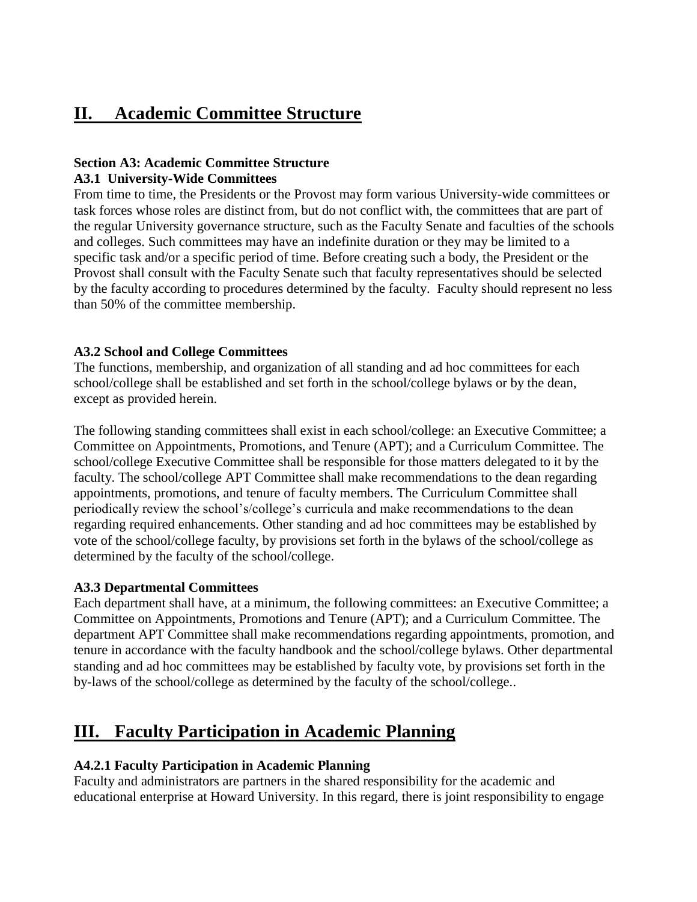## II. Academic Committee Structure

**Section A3: Academic Committee Structure**

**A3.1 University-Wide Committees**

From time to time, the Presidents or the Provost may form various University-wide committees or task forces whose roles are distinct from, but do not conflict with, the committees that are part of the regular University governance structure, such as the Faculty Senate and faculties of the schools and colleges. Such committees may have an indefinite duration or they may be limited to a specific task and/or a specific period of time. Before creating such a body, the President or the Provost shall consult with the Faculty Senate such that faculty representatives should be selected by the faculty according to procedures determined by the faculty. Faculty should represent no less than 50% of the committee membership.

**A3.2 School and College Committees**

The functions, membership, and organization of all standing and ad hoc committees for each school/college shall be established and set forth in the school/college bylaws or by the dean, except as provided herein.

The following standing committees shall exist in each school/college: an Executive Committee; a Committee on Appointments, Promotions, and Tenure (APT); and a Curriculum Committee. The school/college Executive Committee shall be responsible for those matters delegated to it by the faculty. The school/college APT Committee shall make recommendations to the dean regarding appointments, promotions, and tenure of faculty members. The Curriculum Committee shall periodically review the school's/college's curricula and make recommendations to the dean regarding required enhancements. Other standing and ad hoc committees may be established by vote of the school/college faculty, by provisions set forth in the bylaws of the school/college as determined by the faculty of the school/college.

**A3.3 Departmental Committees**

Each department shall have, at a minimum, the following committees: an Executive Committee; a Committee on Appointments, Promotions and Tenure (APT); and a Curriculum Committee. The department APT Committee shall make recommendations regarding appointments, promotion, and tenure in accordance with the faculty handbook and the school/college bylaws. Other departmental standing and ad hoc committees may be established by faculty vote, by provisions set forth in the by-laws of the school/college as determined by the faculty of the school/college..

## III. Faculty Participation in Academic Planning

**A4.2.1 Faculty Participation in Academic Planning**

Faculty and administrators are partners in the shared responsibility for the academic and educational enterprise at Howard University. In this regard, there is joint responsibility to engage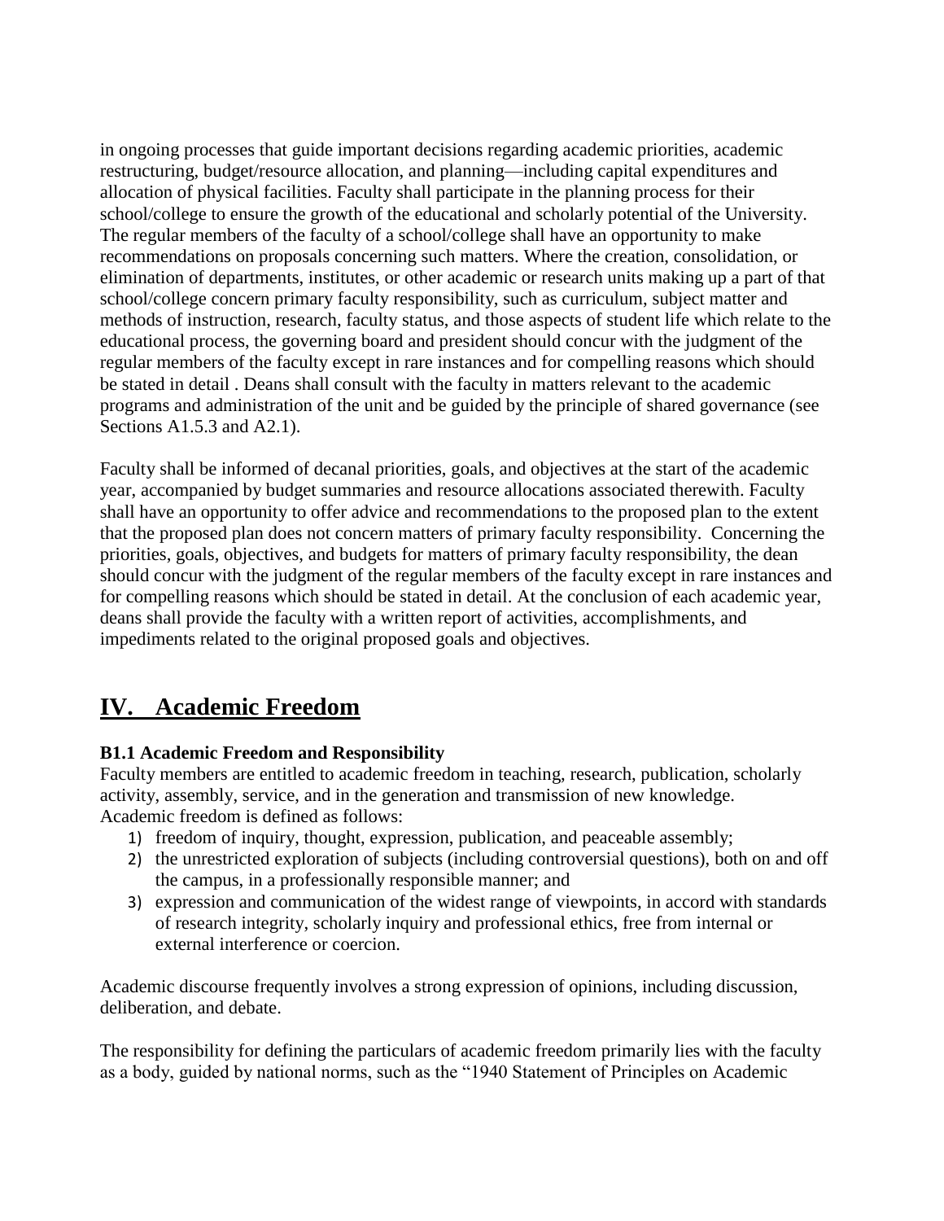in ongoing processes that guide important decisions regarding academic priorities, academic restructuring, budget/resource allocation, and planning—including capital expenditures and allocation of physical facilities. Faculty shall participate in the planning process for their school/college to ensure the growth of the educational and scholarly potential of the University. The regular members of the faculty of a school/college shall have an opportunity to make recommendations on proposals concerning such matters. Where the creation, consolidation, or elimination of departments, institutes, or other academic or research units making up a part of that school/college concern primary faculty responsibility, such as curriculum, subject matter and methods of instruction, research, faculty status, and those aspects of student life which relate to the educational process, the governing board and president should concur with the judgment of the regular members of the faculty except in rare instances and for compelling reasons which should be stated in detail . Deans shall consult with the faculty in matters relevant to the academic programs and administration of the unit and be guided by the principle of shared governance (see Sections A1.5.3 and A2.1).

Faculty shall be informed of decanal priorities, goals, and objectives at the start of the academic year, accompanied by budget summaries and resource allocations associated therewith. Faculty shall have an opportunity to offer advice and recommendations to the proposed plan to the extent that the proposed plan does not concern matters of primary faculty responsibility. Concerning the priorities, goals, objectives, and budgets for matters of primary faculty responsibility, the dean should concur with the judgment of the regular members of the faculty except in rare instances and for compelling reasons which should be stated in detail. At the conclusion of each academic year, deans shall provide the faculty with a written report of activities, accomplishments, and impediments related to the original proposed goals and objectives.

# IV. Academic Freedom

### B1.1 Academic Freedom and Responsibility

Faculty members are entitled to academic freedom in teaching, research, publication, scholarly activity, assembly, service, and in the generation and transmission of new knowledge. Academic freedom is defined as follows:

1) freedom of inquiry, thought, expression, publication, and peaceable assembly;
2) the unrestricted exploration of subjects (including controversial questions), both on and off the campus, in a professionally responsible manner; and
3) expression and communication of the widest range of viewpoints, in accord with standards of research integrity, scholarly inquiry and professional ethics, free from internal or external interference or coercion.

Academic discourse frequently involves a strong expression of opinions, including discussion, deliberation, and debate.

The responsibility for defining the particulars of academic freedom primarily lies with the faculty as a body, guided by national norms, such as the "1940 Statement of Principles on Academic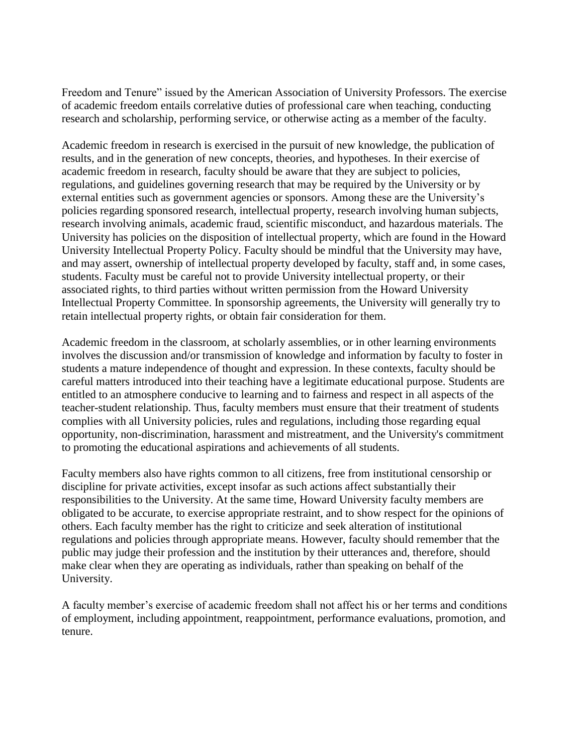Freedom and Tenure" issued by the American Association of University Professors. The exercise of academic freedom entails correlative duties of professional care when teaching, conducting research and scholarship, performing service, or otherwise acting as a member of the faculty.

Academic freedom in research is exercised in the pursuit of new knowledge, the publication of results, and in the generation of new concepts, theories, and hypotheses. In their exercise of academic freedom in research, faculty should be aware that they are subject to policies, regulations, and guidelines governing research that may be required by the University or by external entities such as government agencies or sponsors. Among these are the University's policies regarding sponsored research, intellectual property, research involving human subjects, research involving animals, academic fraud, scientific misconduct, and hazardous materials. The University has policies on the disposition of intellectual property, which are found in the Howard University Intellectual Property Policy. Faculty should be mindful that the University may have, and may assert, ownership of intellectual property developed by faculty, staff and, in some cases, students. Faculty must be careful not to provide University intellectual property, or their associated rights, to third parties without written permission from the Howard University Intellectual Property Committee. In sponsorship agreements, the University will generally try to retain intellectual property rights, or obtain fair consideration for them.

Academic freedom in the classroom, at scholarly assemblies, or in other learning environments involves the discussion and/or transmission of knowledge and information by faculty to foster in students a mature independence of thought and expression. In these contexts, faculty should be careful matters introduced into their teaching have a legitimate educational purpose. Students are entitled to an atmosphere conducive to learning and to fairness and respect in all aspects of the teacher-student relationship. Thus, faculty members must ensure that their treatment of students complies with all University policies, rules and regulations, including those regarding equal opportunity, non-discrimination, harassment and mistreatment, and the University's commitment to promoting the educational aspirations and achievements of all students.

Faculty members also have rights common to all citizens, free from institutional censorship or discipline for private activities, except insofar as such actions affect substantially their responsibilities to the University. At the same time, Howard University faculty members are obligated to be accurate, to exercise appropriate restraint, and to show respect for the opinions of others. Each faculty member has the right to criticize and seek alteration of institutional regulations and policies through appropriate means. However, faculty should remember that the public may judge their profession and the institution by their utterances and, therefore, should make clear when they are operating as individuals, rather than speaking on behalf of the University.

A faculty member's exercise of academic freedom shall not affect his or her terms and conditions of employment, including appointment, reappointment, performance evaluations, promotion, and tenure.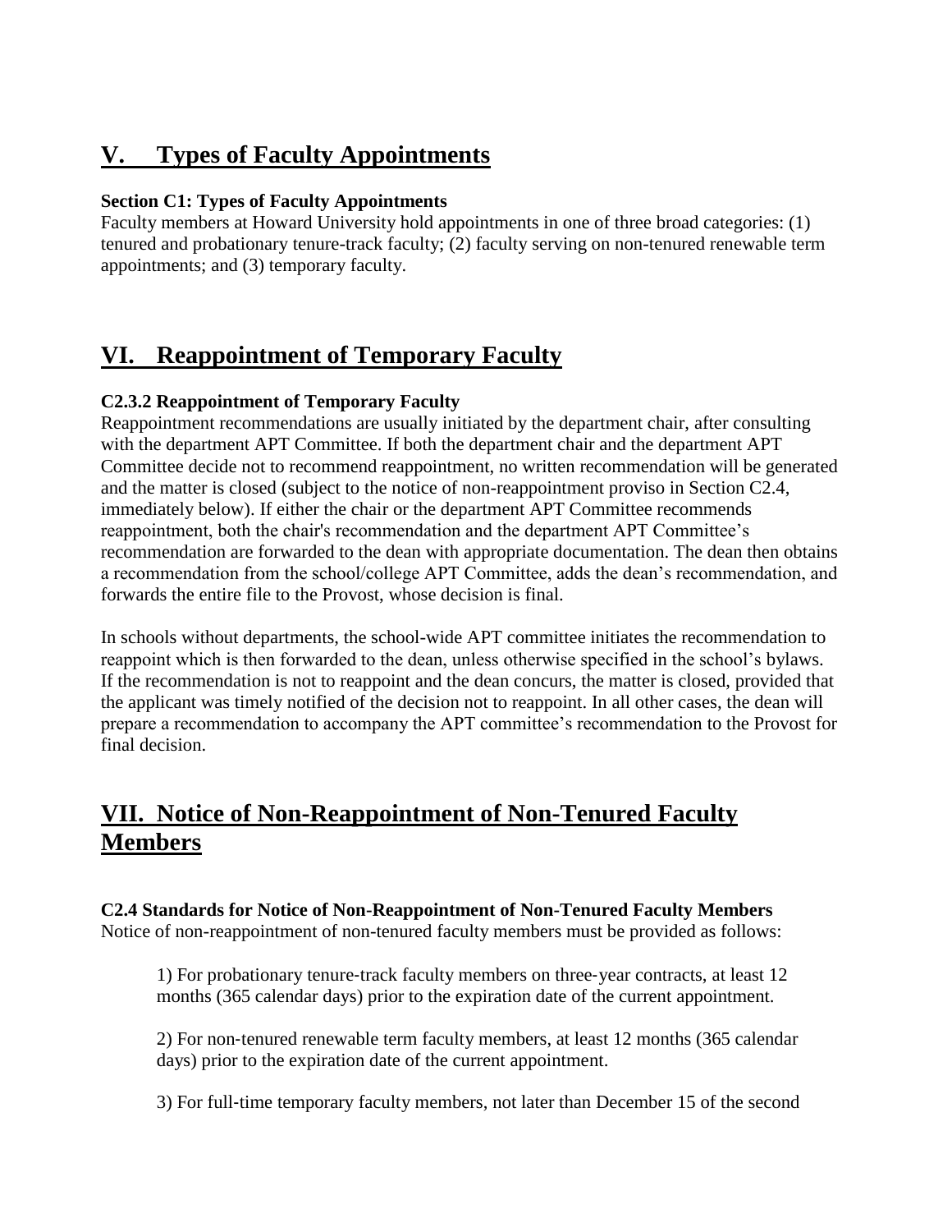## V. Types of Faculty Appointments

**Section C1: Types of Faculty Appointments**

Faculty members at Howard University hold appointments in one of three broad categories: (1) tenured and probationary tenure-track faculty; (2) faculty serving on non-tenured renewable term appointments; and (3) temporary faculty.

## VI. Reappointment of Temporary Faculty

**C2.3.2 Reappointment of Temporary Faculty**

Reappointment recommendations are usually initiated by the department chair, after consulting with the department APT Committee. If both the department chair and the department APT Committee decide not to recommend reappointment, no written recommendation will be generated and the matter is closed (subject to the notice of non-reappointment proviso in Section C2.4, immediately below). If either the chair or the department APT Committee recommends reappointment, both the chair's recommendation and the department APT Committee's recommendation are forwarded to the dean with appropriate documentation. The dean then obtains a recommendation from the school/college APT Committee, adds the dean's recommendation, and forwards the entire file to the Provost, whose decision is final.

In schools without departments, the school-wide APT committee initiates the recommendation to reappoint which is then forwarded to the dean, unless otherwise specified in the school's bylaws. If the recommendation is not to reappoint and the dean concurs, the matter is closed, provided that the applicant was timely notified of the decision not to reappoint. In all other cases, the dean will prepare a recommendation to accompany the APT committee's recommendation to the Provost for final decision.

## VII. Notice of Non-Reappointment of Non-Tenured Faculty Members

**C2.4 Standards for Notice of Non-Reappointment of Non-Tenured Faculty Members**

Notice of non-reappointment of non-tenured faculty members must be provided as follows:

1) For probationary tenure-track faculty members on three-year contracts, at least 12 months (365 calendar days) prior to the expiration date of the current appointment.

2) For non-tenured renewable term faculty members, at least 12 months (365 calendar days) prior to the expiration date of the current appointment.

3) For full-time temporary faculty members, not later than December 15 of the second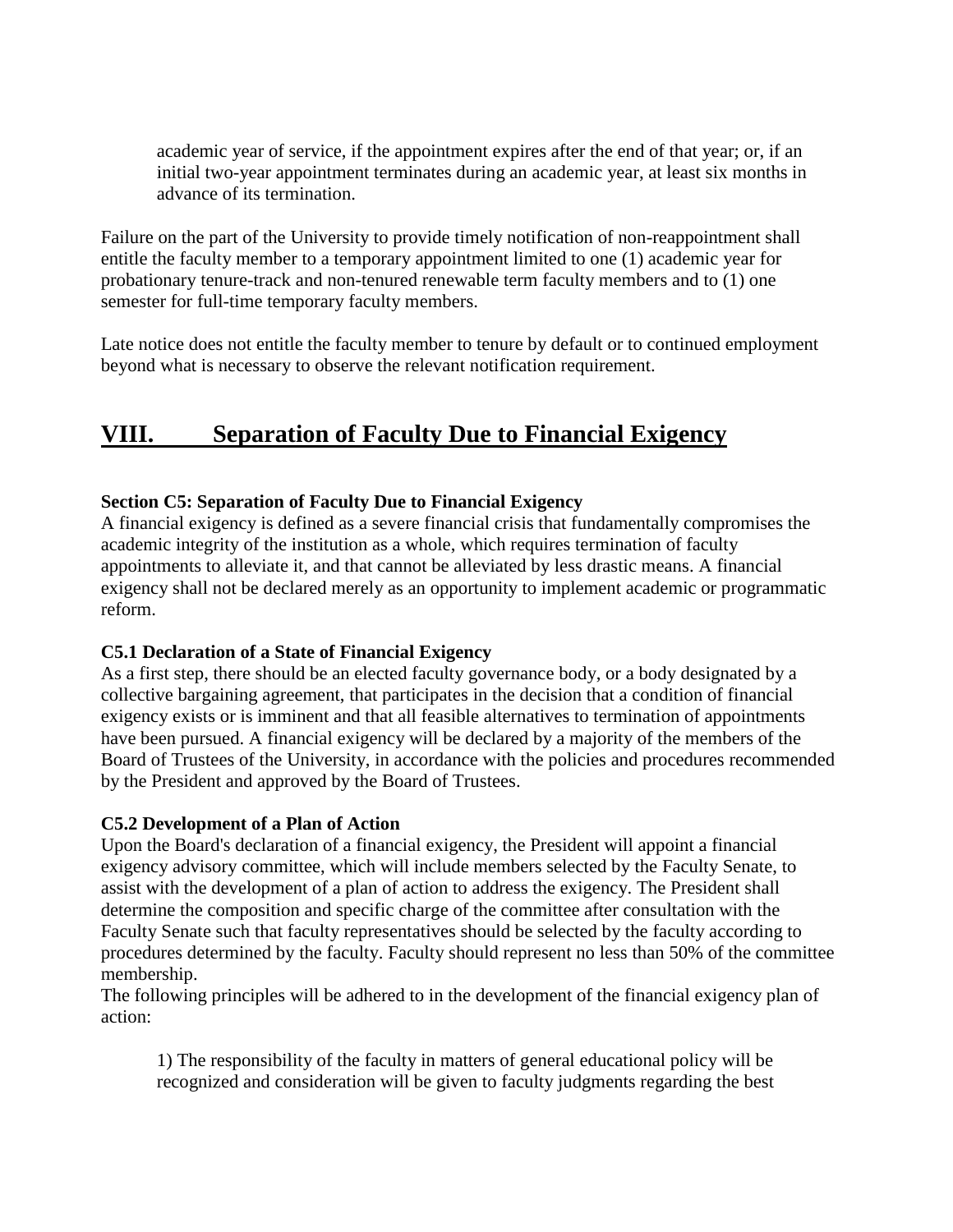academic year of service, if the appointment expires after the end of that year; or, if an initial two-year appointment terminates during an academic year, at least six months in advance of its termination.

Failure on the part of the University to provide timely notification of non-reappointment shall entitle the faculty member to a temporary appointment limited to one (1) academic year for probationary tenure-track and non-tenured renewable term faculty members and to (1) one semester for full-time temporary faculty members.

Late notice does not entitle the faculty member to tenure by default or to continued employment beyond what is necessary to observe the relevant notification requirement.

# VIII. Separation of Faculty Due to Financial Exigency

**Section C5: Separation of Faculty Due to Financial Exigency**

A financial exigency is defined as a severe financial crisis that fundamentally compromises the academic integrity of the institution as a whole, which requires termination of faculty appointments to alleviate it, and that cannot be alleviated by less drastic means. A financial exigency shall not be declared merely as an opportunity to implement academic or programmatic reform.

**C5.1 Declaration of a State of Financial Exigency**

As a first step, there should be an elected faculty governance body, or a body designated by a collective bargaining agreement, that participates in the decision that a condition of financial exigency exists or is imminent and that all feasible alternatives to termination of appointments have been pursued. A financial exigency will be declared by a majority of the members of the Board of Trustees of the University, in accordance with the policies and procedures recommended by the President and approved by the Board of Trustees.

**C5.2 Development of a Plan of Action**

Upon the Board's declaration of a financial exigency, the President will appoint a financial exigency advisory committee, which will include members selected by the Faculty Senate, to assist with the development of a plan of action to address the exigency. The President shall determine the composition and specific charge of the committee after consultation with the Faculty Senate such that faculty representatives should be selected by the faculty according to procedures determined by the faculty. Faculty should represent no less than 50% of the committee membership.

The following principles will be adhered to in the development of the financial exigency plan of action:

1) The responsibility of the faculty in matters of general educational policy will be recognized and consideration will be given to faculty judgments regarding the best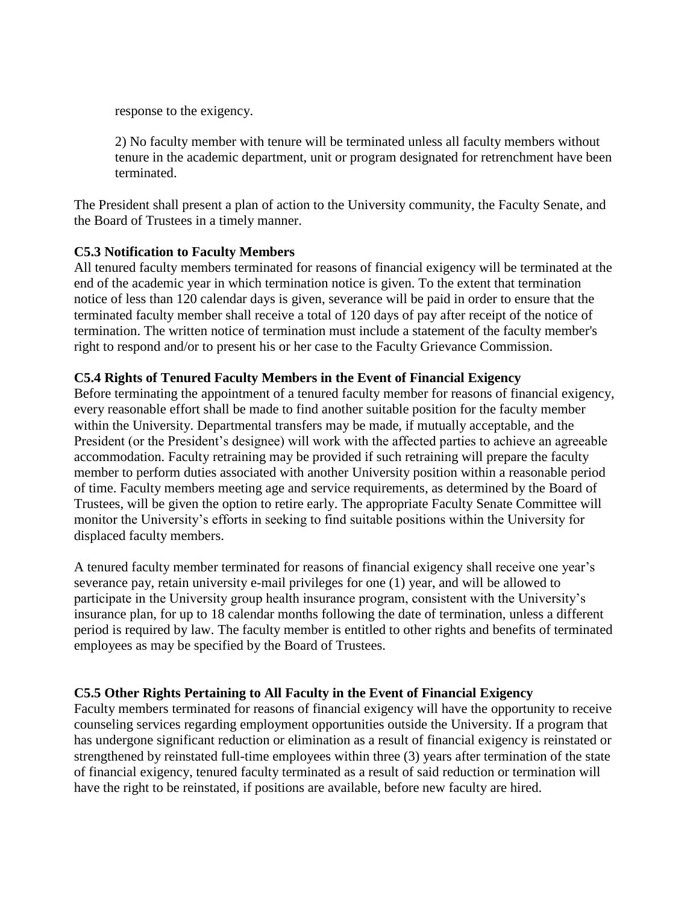response to the exigency.

2) No faculty member with tenure will be terminated unless all faculty members without tenure in the academic department, unit or program designated for retrenchment have been terminated.

The President shall present a plan of action to the University community, the Faculty Senate, and the Board of Trustees in a timely manner.

**C5.3 Notification to Faculty Members**

All tenured faculty members terminated for reasons of financial exigency will be terminated at the end of the academic year in which termination notice is given. To the extent that termination notice of less than 120 calendar days is given, severance will be paid in order to ensure that the terminated faculty member shall receive a total of 120 days of pay after receipt of the notice of termination. The written notice of termination must include a statement of the faculty member's right to respond and/or to present his or her case to the Faculty Grievance Commission.

**C5.4 Rights of Tenured Faculty Members in the Event of Financial Exigency**

Before terminating the appointment of a tenured faculty member for reasons of financial exigency, every reasonable effort shall be made to find another suitable position for the faculty member within the University. Departmental transfers may be made, if mutually acceptable, and the President (or the President's designee) will work with the affected parties to achieve an agreeable accommodation. Faculty retraining may be provided if such retraining will prepare the faculty member to perform duties associated with another University position within a reasonable period of time. Faculty members meeting age and service requirements, as determined by the Board of Trustees, will be given the option to retire early. The appropriate Faculty Senate Committee will monitor the University's efforts in seeking to find suitable positions within the University for displaced faculty members.

A tenured faculty member terminated for reasons of financial exigency shall receive one year's severance pay, retain university e-mail privileges for one (1) year, and will be allowed to participate in the University group health insurance program, consistent with the University's insurance plan, for up to 18 calendar months following the date of termination, unless a different period is required by law. The faculty member is entitled to other rights and benefits of terminated employees as may be specified by the Board of Trustees.

**C5.5 Other Rights Pertaining to All Faculty in the Event of Financial Exigency**

Faculty members terminated for reasons of financial exigency will have the opportunity to receive counseling services regarding employment opportunities outside the University. If a program that has undergone significant reduction or elimination as a result of financial exigency is reinstated or strengthened by reinstated full-time employees within three (3) years after termination of the state of financial exigency, tenured faculty terminated as a result of said reduction or termination will have the right to be reinstated, if positions are available, before new faculty are hired.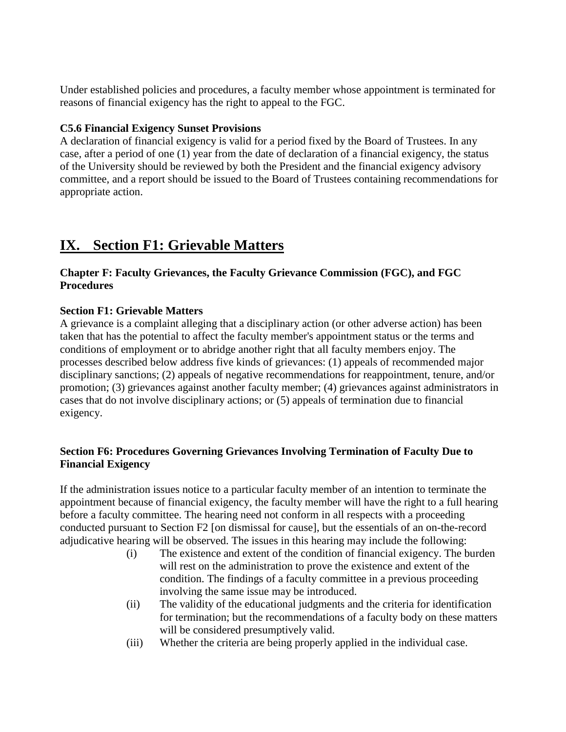Under established policies and procedures, a faculty member whose appointment is terminated for reasons of financial exigency has the right to appeal to the FGC.

**C5.6 Financial Exigency Sunset Provisions**

A declaration of financial exigency is valid for a period fixed by the Board of Trustees. In any case, after a period of one (1) year from the date of declaration of a financial exigency, the status of the University should be reviewed by both the President and the financial exigency advisory committee, and a report should be issued to the Board of Trustees containing recommendations for appropriate action.

# IX. Section F1: Grievable Matters

**Chapter F: Faculty Grievances, the Faculty Grievance Commission (FGC), and FGC Procedures**

**Section F1: Grievable Matters**

A grievance is a complaint alleging that a disciplinary action (or other adverse action) has been taken that has the potential to affect the faculty member's appointment status or the terms and conditions of employment or to abridge another right that all faculty members enjoy. The processes described below address five kinds of grievances: (1) appeals of recommended major disciplinary sanctions; (2) appeals of negative recommendations for reappointment, tenure, and/or promotion; (3) grievances against another faculty member; (4) grievances against administrators in cases that do not involve disciplinary actions; or (5) appeals of termination due to financial exigency.

**Section F6: Procedures Governing Grievances Involving Termination of Faculty Due to Financial Exigency**

If the administration issues notice to a particular faculty member of an intention to terminate the appointment because of financial exigency, the faculty member will have the right to a full hearing before a faculty committee. The hearing need not conform in all respects with a proceeding conducted pursuant to Section F2 [on dismissal for cause], but the essentials of an on-the-record adjudicative hearing will be observed. The issues in this hearing may include the following:

- (i) The existence and extent of the condition of financial exigency. The burden will rest on the administration to prove the existence and extent of the condition. The findings of a faculty committee in a previous proceeding involving the same issue may be introduced.
- (ii) The validity of the educational judgments and the criteria for identification for termination; but the recommendations of a faculty body on these matters will be considered presumptively valid.
- (iii) Whether the criteria are being properly applied in the individual case.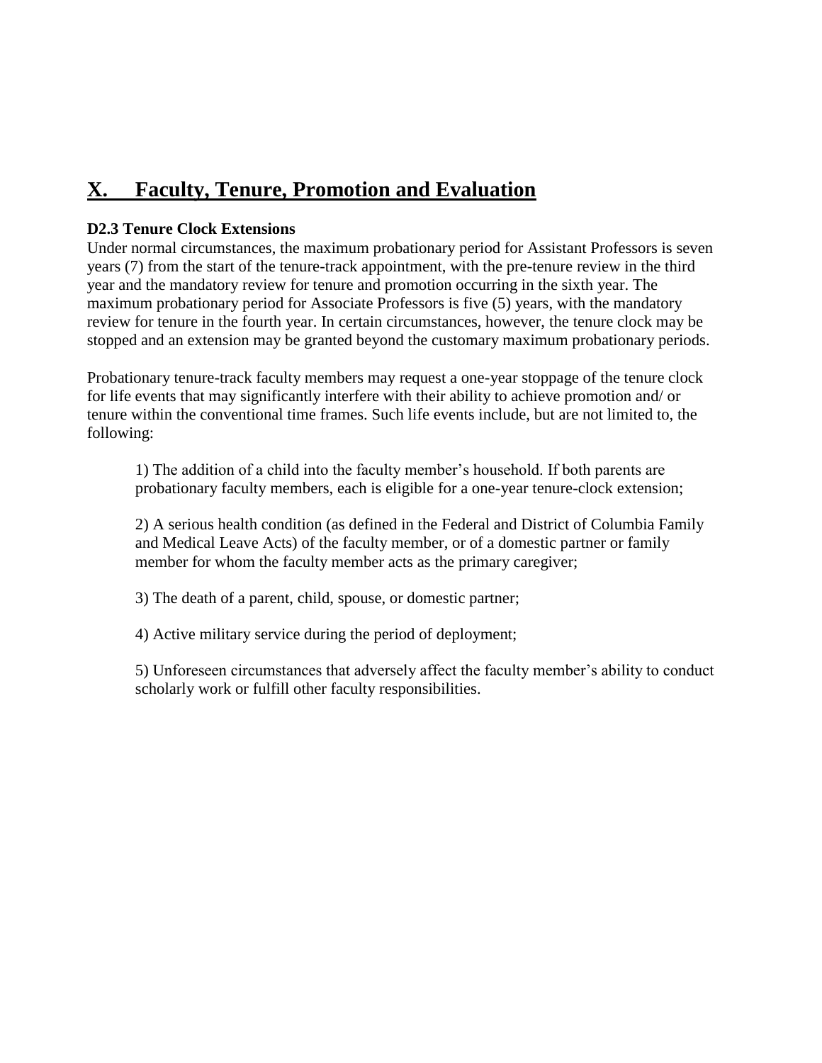## X. Faculty, Tenure, Promotion and Evaluation

**D2.3 Tenure Clock Extensions**

Under normal circumstances, the maximum probationary period for Assistant Professors is seven years (7) from the start of the tenure-track appointment, with the pre-tenure review in the third year and the mandatory review for tenure and promotion occurring in the sixth year. The maximum probationary period for Associate Professors is five (5) years, with the mandatory review for tenure in the fourth year. In certain circumstances, however, the tenure clock may be stopped and an extension may be granted beyond the customary maximum probationary periods.

Probationary tenure-track faculty members may request a one-year stoppage of the tenure clock for life events that may significantly interfere with their ability to achieve promotion and/ or tenure within the conventional time frames. Such life events include, but are not limited to, the following:

1) The addition of a child into the faculty member's household. If both parents are probationary faculty members, each is eligible for a one-year tenure-clock extension;

2) A serious health condition (as defined in the Federal and District of Columbia Family and Medical Leave Acts) of the faculty member, or of a domestic partner or family member for whom the faculty member acts as the primary caregiver;

3) The death of a parent, child, spouse, or domestic partner;

4) Active military service during the period of deployment;

5) Unforeseen circumstances that adversely affect the faculty member's ability to conduct scholarly work or fulfill other faculty responsibilities.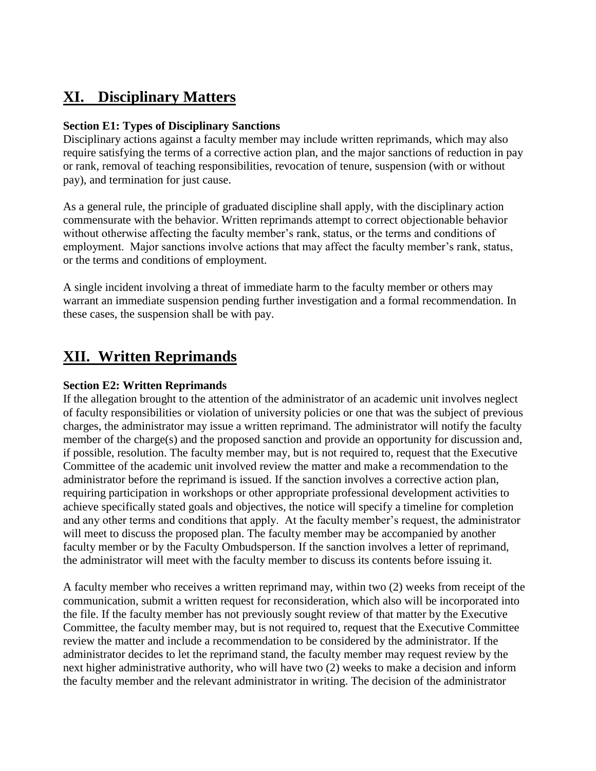# XI. Disciplinary Matters

**Section E1: Types of Disciplinary Sanctions**

Disciplinary actions against a faculty member may include written reprimands, which may also require satisfying the terms of a corrective action plan, and the major sanctions of reduction in pay or rank, removal of teaching responsibilities, revocation of tenure, suspension (with or without pay), and termination for just cause.

As a general rule, the principle of graduated discipline shall apply, with the disciplinary action commensurate with the behavior. Written reprimands attempt to correct objectionable behavior without otherwise affecting the faculty member's rank, status, or the terms and conditions of employment. Major sanctions involve actions that may affect the faculty member's rank, status, or the terms and conditions of employment.

A single incident involving a threat of immediate harm to the faculty member or others may warrant an immediate suspension pending further investigation and a formal recommendation. In these cases, the suspension shall be with pay.

# XII. Written Reprimands

**Section E2: Written Reprimands**

If the allegation brought to the attention of the administrator of an academic unit involves neglect of faculty responsibilities or violation of university policies or one that was the subject of previous charges, the administrator may issue a written reprimand. The administrator will notify the faculty member of the charge(s) and the proposed sanction and provide an opportunity for discussion and, if possible, resolution. The faculty member may, but is not required to, request that the Executive Committee of the academic unit involved review the matter and make a recommendation to the administrator before the reprimand is issued. If the sanction involves a corrective action plan, requiring participation in workshops or other appropriate professional development activities to achieve specifically stated goals and objectives, the notice will specify a timeline for completion and any other terms and conditions that apply. At the faculty member's request, the administrator will meet to discuss the proposed plan. The faculty member may be accompanied by another faculty member or by the Faculty Ombudsperson. If the sanction involves a letter of reprimand, the administrator will meet with the faculty member to discuss its contents before issuing it.

A faculty member who receives a written reprimand may, within two (2) weeks from receipt of the communication, submit a written request for reconsideration, which also will be incorporated into the file. If the faculty member has not previously sought review of that matter by the Executive Committee, the faculty member may, but is not required to, request that the Executive Committee review the matter and include a recommendation to be considered by the administrator. If the administrator decides to let the reprimand stand, the faculty member may request review by the next higher administrative authority, who will have two (2) weeks to make a decision and inform the faculty member and the relevant administrator in writing. The decision of the administrator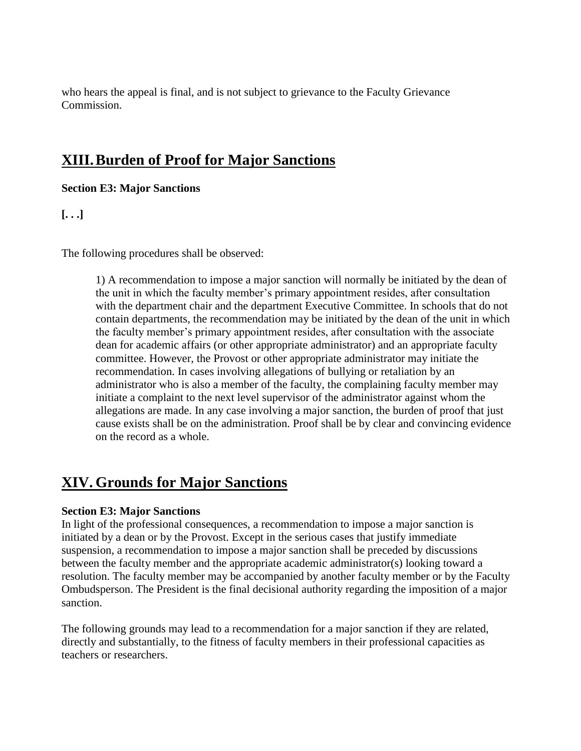who hears the appeal is final, and is not subject to grievance to the Faculty Grievance Commission.

## XIII. Burden of Proof for Major Sanctions

**Section E3: Major Sanctions**

**[. . .]**

The following procedures shall be observed:

> 1) A recommendation to impose a major sanction will normally be initiated by the dean of the unit in which the faculty member's primary appointment resides, after consultation with the department chair and the department Executive Committee. In schools that do not contain departments, the recommendation may be initiated by the dean of the unit in which the faculty member's primary appointment resides, after consultation with the associate dean for academic affairs (or other appropriate administrator) and an appropriate faculty committee. However, the Provost or other appropriate administrator may initiate the recommendation. In cases involving allegations of bullying or retaliation by an administrator who is also a member of the faculty, the complaining faculty member may initiate a complaint to the next level supervisor of the administrator against whom the allegations are made. In any case involving a major sanction, the burden of proof that just cause exists shall be on the administration. Proof shall be by clear and convincing evidence on the record as a whole.

## XIV. Grounds for Major Sanctions

**Section E3: Major Sanctions**

In light of the professional consequences, a recommendation to impose a major sanction is initiated by a dean or by the Provost. Except in the serious cases that justify immediate suspension, a recommendation to impose a major sanction shall be preceded by discussions between the faculty member and the appropriate academic administrator(s) looking toward a resolution. The faculty member may be accompanied by another faculty member or by the Faculty Ombudsperson. The President is the final decisional authority regarding the imposition of a major sanction.

The following grounds may lead to a recommendation for a major sanction if they are related, directly and substantially, to the fitness of faculty members in their professional capacities as teachers or researchers.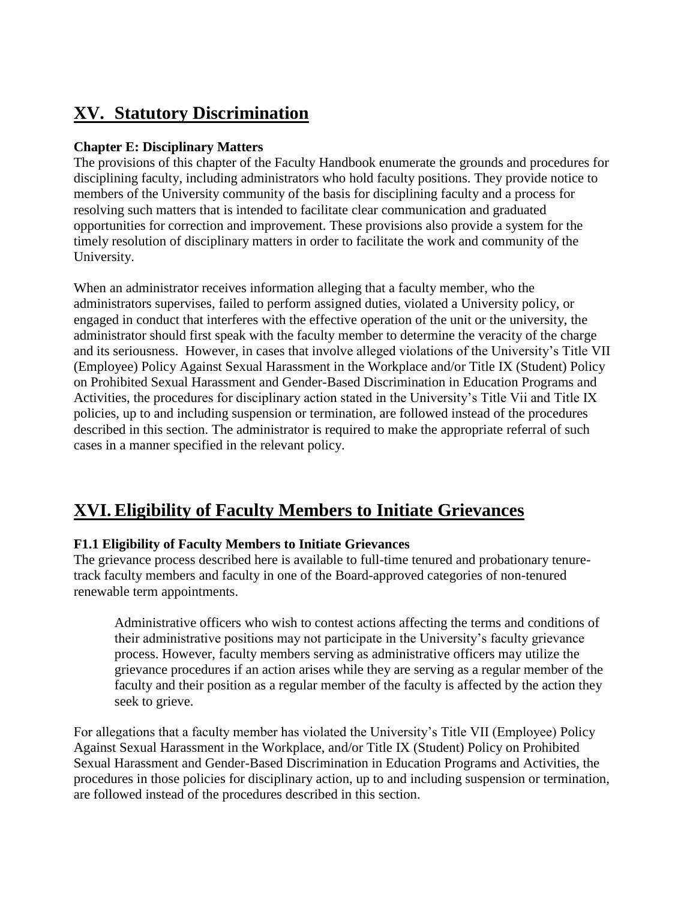# XV. Statutory Discrimination

### Chapter E: Disciplinary Matters

The provisions of this chapter of the Faculty Handbook enumerate the grounds and procedures for disciplining faculty, including administrators who hold faculty positions. They provide notice to members of the University community of the basis for disciplining faculty and a process for resolving such matters that is intended to facilitate clear communication and graduated opportunities for correction and improvement. These provisions also provide a system for the timely resolution of disciplinary matters in order to facilitate the work and community of the University.

When an administrator receives information alleging that a faculty member, who the administrators supervises, failed to perform assigned duties, violated a University policy, or engaged in conduct that interferes with the effective operation of the unit or the university, the administrator should first speak with the faculty member to determine the veracity of the charge and its seriousness. However, in cases that involve alleged violations of the University's Title VII (Employee) Policy Against Sexual Harassment in the Workplace and/or Title IX (Student) Policy on Prohibited Sexual Harassment and Gender-Based Discrimination in Education Programs and Activities, the procedures for disciplinary action stated in the University's Title Vii and Title IX policies, up to and including suspension or termination, are followed instead of the procedures described in this section. The administrator is required to make the appropriate referral of such cases in a manner specified in the relevant policy.

# XVI. Eligibility of Faculty Members to Initiate Grievances

### F1.1 Eligibility of Faculty Members to Initiate Grievances

The grievance process described here is available to full-time tenured and probationary tenure-track faculty members and faculty in one of the Board-approved categories of non-tenured renewable term appointments.

> Administrative officers who wish to contest actions affecting the terms and conditions of their administrative positions may not participate in the University's faculty grievance process. However, faculty members serving as administrative officers may utilize the grievance procedures if an action arises while they are serving as a regular member of the faculty and their position as a regular member of the faculty is affected by the action they seek to grieve.

For allegations that a faculty member has violated the University's Title VII (Employee) Policy Against Sexual Harassment in the Workplace, and/or Title IX (Student) Policy on Prohibited Sexual Harassment and Gender-Based Discrimination in Education Programs and Activities, the procedures in those policies for disciplinary action, up to and including suspension or termination, are followed instead of the procedures described in this section.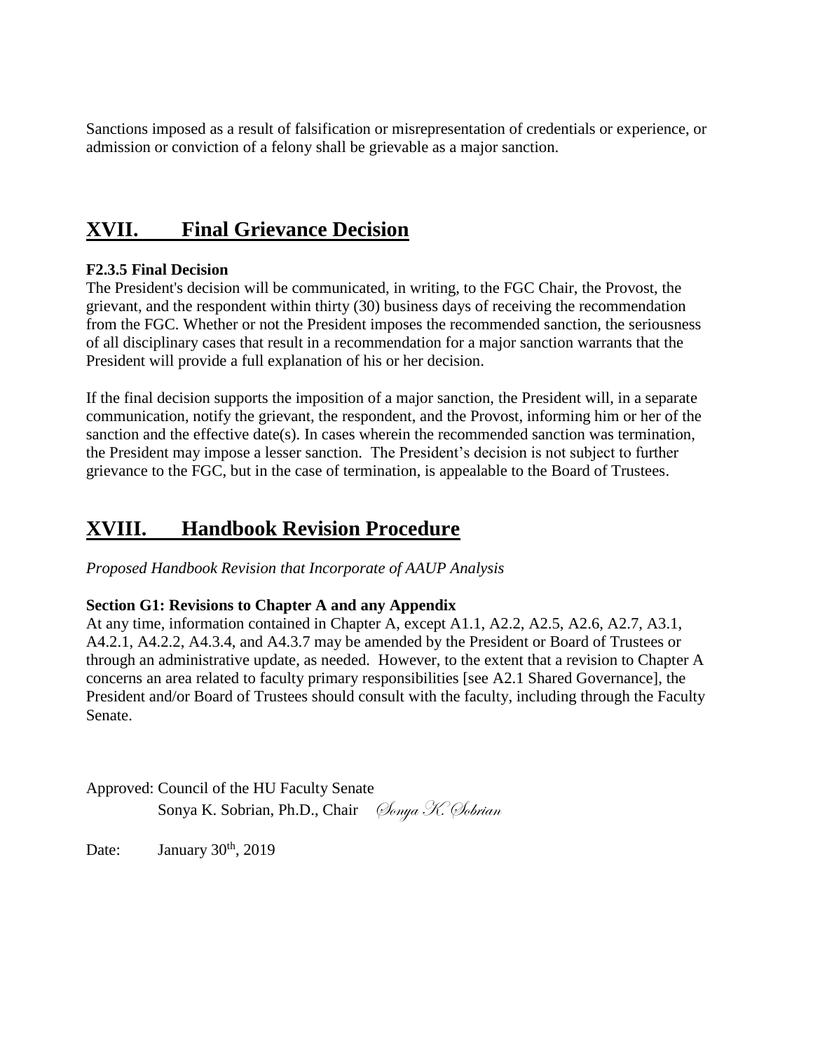Sanctions imposed as a result of falsification or misrepresentation of credentials or experience, or admission or conviction of a felony shall be grievable as a major sanction.

# XVII. Final Grievance Decision

**F2.3.5 Final Decision**

The President's decision will be communicated, in writing, to the FGC Chair, the Provost, the grievant, and the respondent within thirty (30) business days of receiving the recommendation from the FGC. Whether or not the President imposes the recommended sanction, the seriousness of all disciplinary cases that result in a recommendation for a major sanction warrants that the President will provide a full explanation of his or her decision.

If the final decision supports the imposition of a major sanction, the President will, in a separate communication, notify the grievant, the respondent, and the Provost, informing him or her of the sanction and the effective date(s). In cases wherein the recommended sanction was termination, the President may impose a lesser sanction. The President's decision is not subject to further grievance to the FGC, but in the case of termination, is appealable to the Board of Trustees.

# XVIII. Handbook Revision Procedure

*Proposed Handbook Revision that Incorporate of AAUP Analysis*

**Section G1: Revisions to Chapter A and any Appendix**

At any time, information contained in Chapter A, except A1.1, A2.2, A2.5, A2.6, A2.7, A3.1, A4.2.1, A4.2.2, A4.3.4, and A4.3.7 may be amended by the President or Board of Trustees or through an administrative update, as needed. However, to the extent that a revision to Chapter A concerns an area related to faculty primary responsibilities [see A2.1 Shared Governance], the President and/or Board of Trustees should consult with the faculty, including through the Faculty Senate.

Approved: Council of the HU Faculty Senate
Sonya K. Sobrian, Ph.D., Chair *Sonya K. Sobrian*

Date: January 30th, 2019